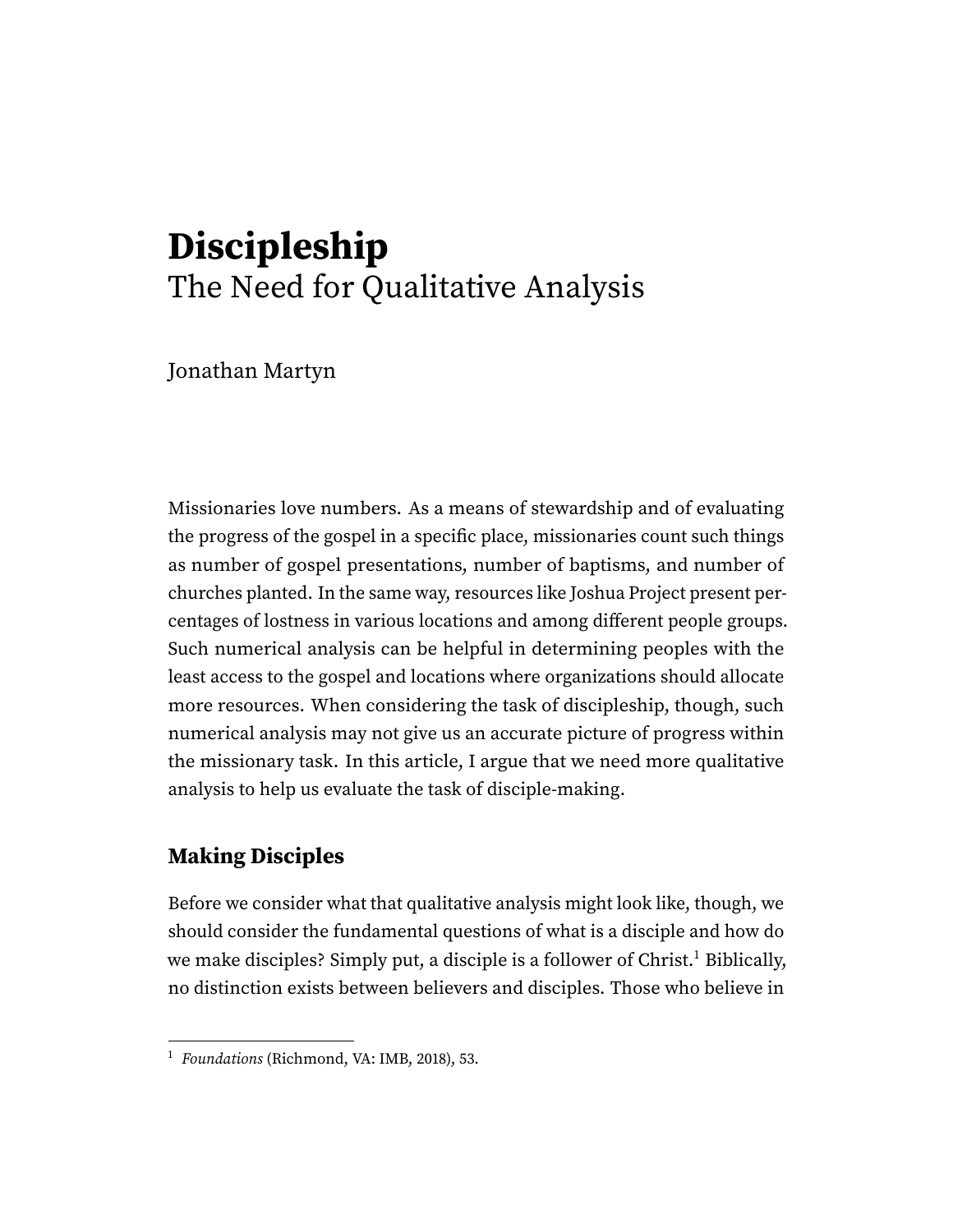# Discipleship

## The Need for Qualitative Analysis

Jonathan Martyn

Missionaries love numbers. As a means of stewardship and of evaluating the progress of the gospel in a specific place, missionaries count such things as number of gospel presentations, number of baptisms, and number of churches planted. In the same way, resources like Joshua Project present percentages of lostness in various locations and among different people groups. Such numerical analysis can be helpful in determining peoples with the least access to the gospel and locations where organizations should allocate more resources. When considering the task of discipleship, though, such numerical analysis may not give us an accurate picture of progress within the missionary task. In this article, I argue that we need more qualitative analysis to help us evaluate the task of disciple-making.

### Making Disciples

Before we consider what that qualitative analysis might look like, though, we should consider the fundamental questions of what is a disciple and how do we make disciples? Simply put, a disciple is a follower of Christ.[1] Biblically, no distinction exists between believers and disciples. Those who believe in

[1] *Foundations* (Richmond, VA: IMB, 2018), 53.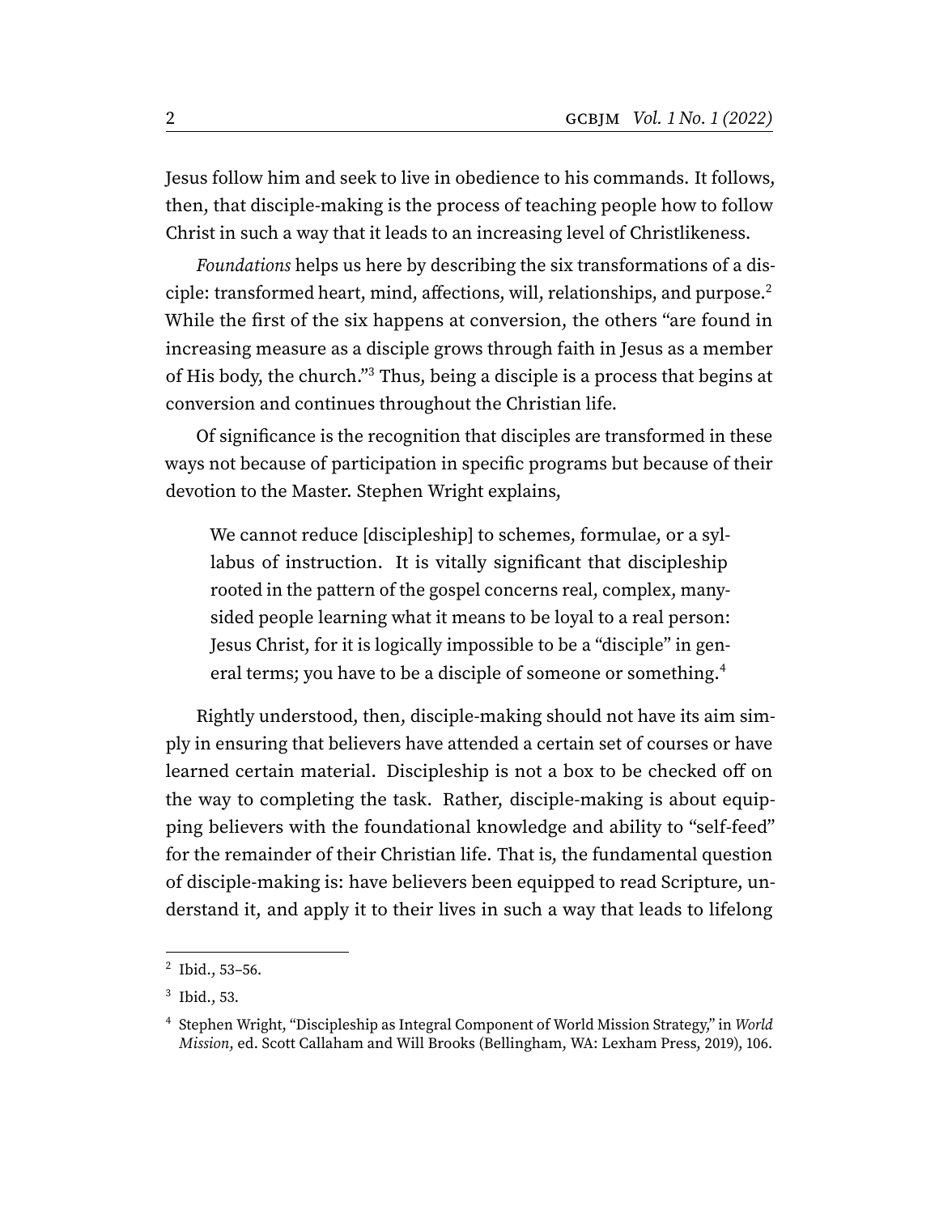Jesus follow him and seek to live in obedience to his commands. It follows, then, that disciple-making is the process of teaching people how to follow Christ in such a way that it leads to an increasing level of Christlikeness.

*Foundations* helps us here by describing the six transformations of a disciple: transformed heart, mind, affections, will, relationships, and purpose.[2] While the first of the six happens at conversion, the others "are found in increasing measure as a disciple grows through faith in Jesus as a member of His body, the church."[3] Thus, being a disciple is a process that begins at conversion and continues throughout the Christian life.

Of significance is the recognition that disciples are transformed in these ways not because of participation in specific programs but because of their devotion to the Master. Stephen Wright explains,

> We cannot reduce [discipleship] to schemes, formulae, or a syllabus of instruction. It is vitally significant that discipleship rooted in the pattern of the gospel concerns real, complex, many-sided people learning what it means to be loyal to a real person: Jesus Christ, for it is logically impossible to be a "disciple" in general terms; you have to be a disciple of someone or something.[4]

Rightly understood, then, disciple-making should not have its aim simply in ensuring that believers have attended a certain set of courses or have learned certain material. Discipleship is not a box to be checked off on the way to completing the task. Rather, disciple-making is about equipping believers with the foundational knowledge and ability to "self-feed" for the remainder of their Christian life. That is, the fundamental question of disciple-making is: have believers been equipped to read Scripture, understand it, and apply it to their lives in such a way that leads to lifelong

---

[2] Ibid., 53–56.

[3] Ibid., 53.

[4] Stephen Wright, "Discipleship as Integral Component of World Mission Strategy," in *World Mission*, ed. Scott Callaham and Will Brooks (Bellingham, WA: Lexham Press, 2019), 106.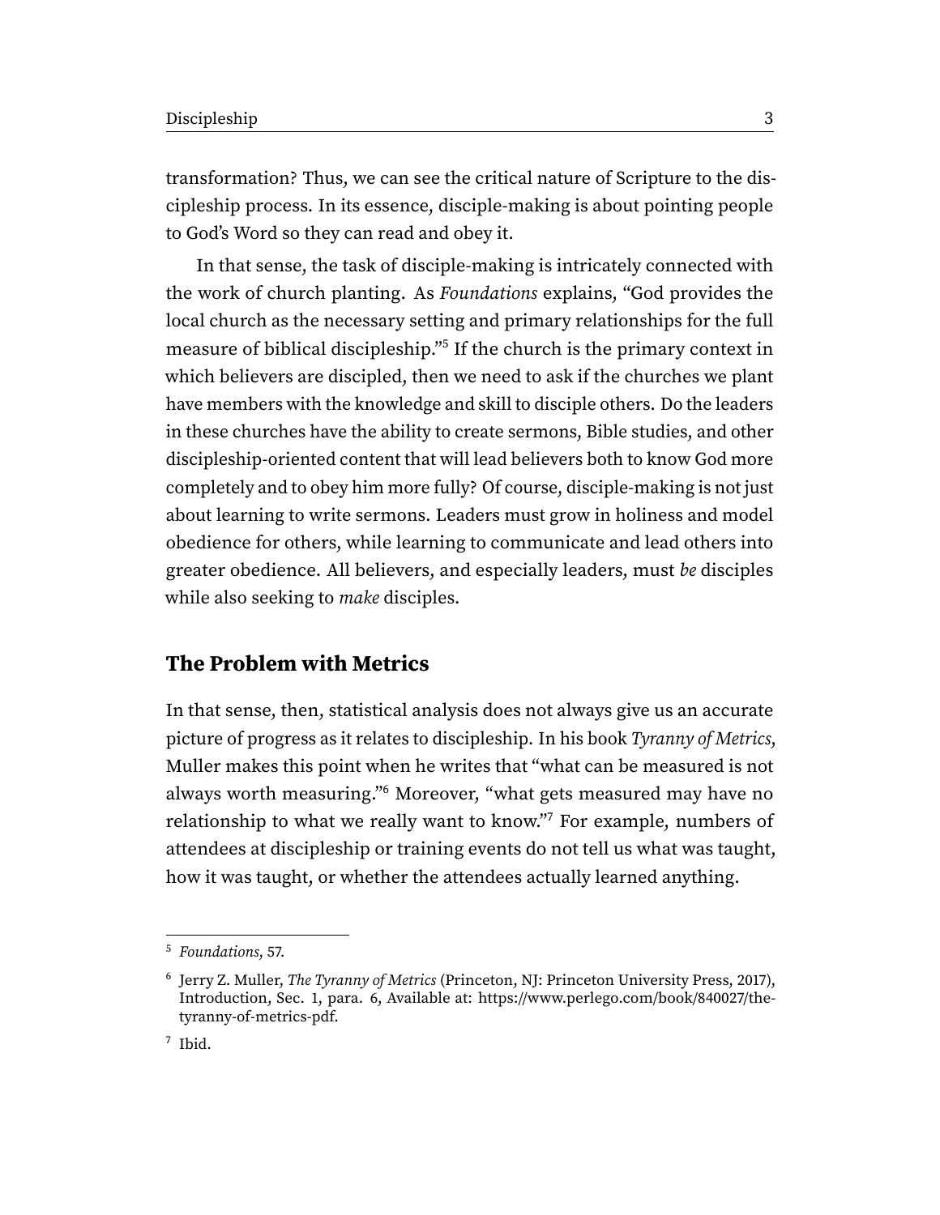transformation? Thus, we can see the critical nature of Scripture to the discipleship process. In its essence, disciple-making is about pointing people to God's Word so they can read and obey it.

In that sense, the task of disciple-making is intricately connected with the work of church planting. As *Foundations* explains, "God provides the local church as the necessary setting and primary relationships for the full measure of biblical discipleship."[5] If the church is the primary context in which believers are discipled, then we need to ask if the churches we plant have members with the knowledge and skill to disciple others. Do the leaders in these churches have the ability to create sermons, Bible studies, and other discipleship-oriented content that will lead believers both to know God more completely and to obey him more fully? Of course, disciple-making is not just about learning to write sermons. Leaders must grow in holiness and model obedience for others, while learning to communicate and lead others into greater obedience. All believers, and especially leaders, must *be* disciples while also seeking to *make* disciples.

## The Problem with Metrics

In that sense, then, statistical analysis does not always give us an accurate picture of progress as it relates to discipleship. In his book *Tyranny of Metrics*, Muller makes this point when he writes that "what can be measured is not always worth measuring."[6] Moreover, "what gets measured may have no relationship to what we really want to know."[7] For example, numbers of attendees at discipleship or training events do not tell us what was taught, how it was taught, or whether the attendees actually learned anything.

---

[5] *Foundations*, 57.

[6] Jerry Z. Muller, *The Tyranny of Metrics* (Princeton, NJ: Princeton University Press, 2017), Introduction, Sec. 1, para. 6, Available at: https://www.perlego.com/book/840027/the-tyranny-of-metrics-pdf.

[7] Ibid.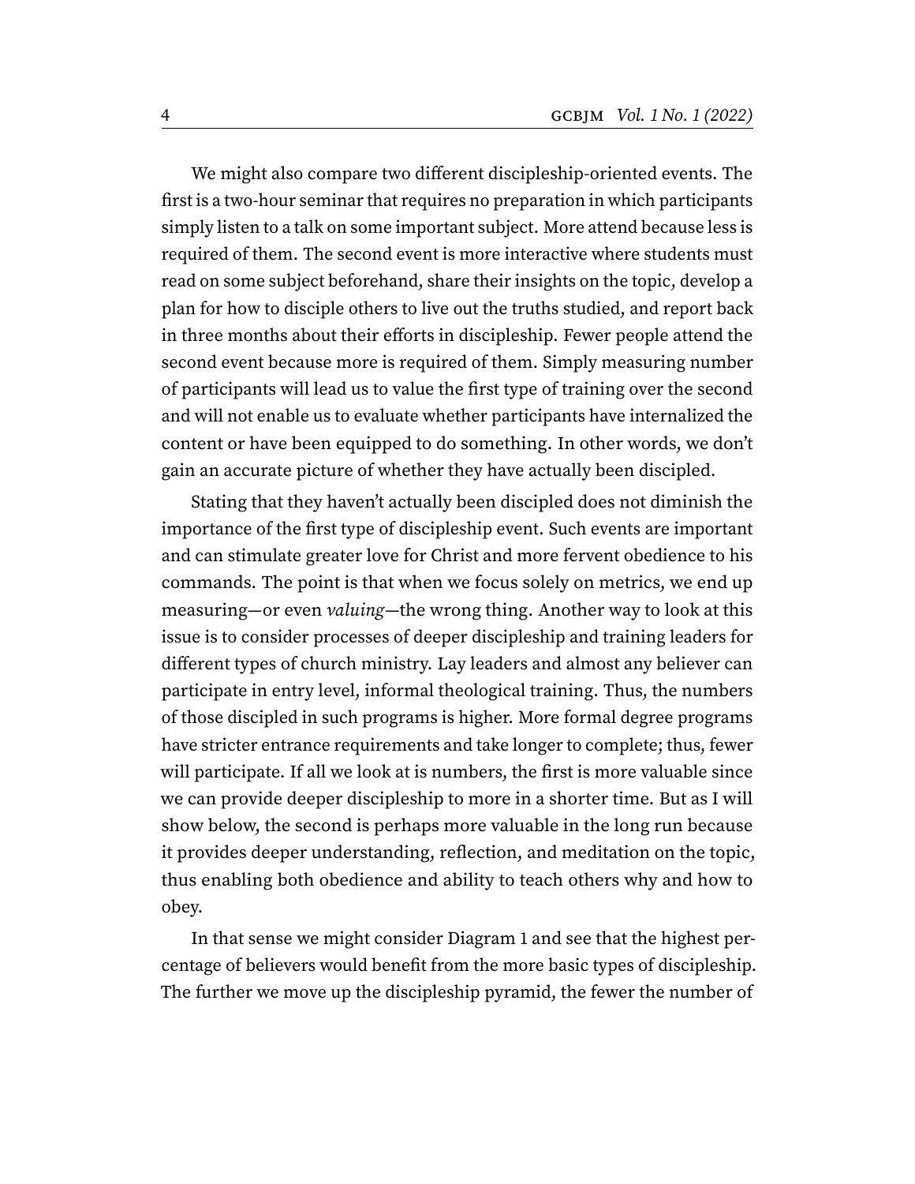We might also compare two different discipleship-oriented events. The first is a two-hour seminar that requires no preparation in which participants simply listen to a talk on some important subject. More attend because less is required of them. The second event is more interactive where students must read on some subject beforehand, share their insights on the topic, develop a plan for how to disciple others to live out the truths studied, and report back in three months about their efforts in discipleship. Fewer people attend the second event because more is required of them. Simply measuring number of participants will lead us to value the first type of training over the second and will not enable us to evaluate whether participants have internalized the content or have been equipped to do something. In other words, we don't gain an accurate picture of whether they have actually been discipled.

Stating that they haven't actually been discipled does not diminish the importance of the first type of discipleship event. Such events are important and can stimulate greater love for Christ and more fervent obedience to his commands. The point is that when we focus solely on metrics, we end up measuring—or even *valuing*—the wrong thing. Another way to look at this issue is to consider processes of deeper discipleship and training leaders for different types of church ministry. Lay leaders and almost any believer can participate in entry level, informal theological training. Thus, the numbers of those discipled in such programs is higher. More formal degree programs have stricter entrance requirements and take longer to complete; thus, fewer will participate. If all we look at is numbers, the first is more valuable since we can provide deeper discipleship to more in a shorter time. But as I will show below, the second is perhaps more valuable in the long run because it provides deeper understanding, reflection, and meditation on the topic, thus enabling both obedience and ability to teach others why and how to obey.

In that sense we might consider Diagram 1 and see that the highest percentage of believers would benefit from the more basic types of discipleship. The further we move up the discipleship pyramid, the fewer the number of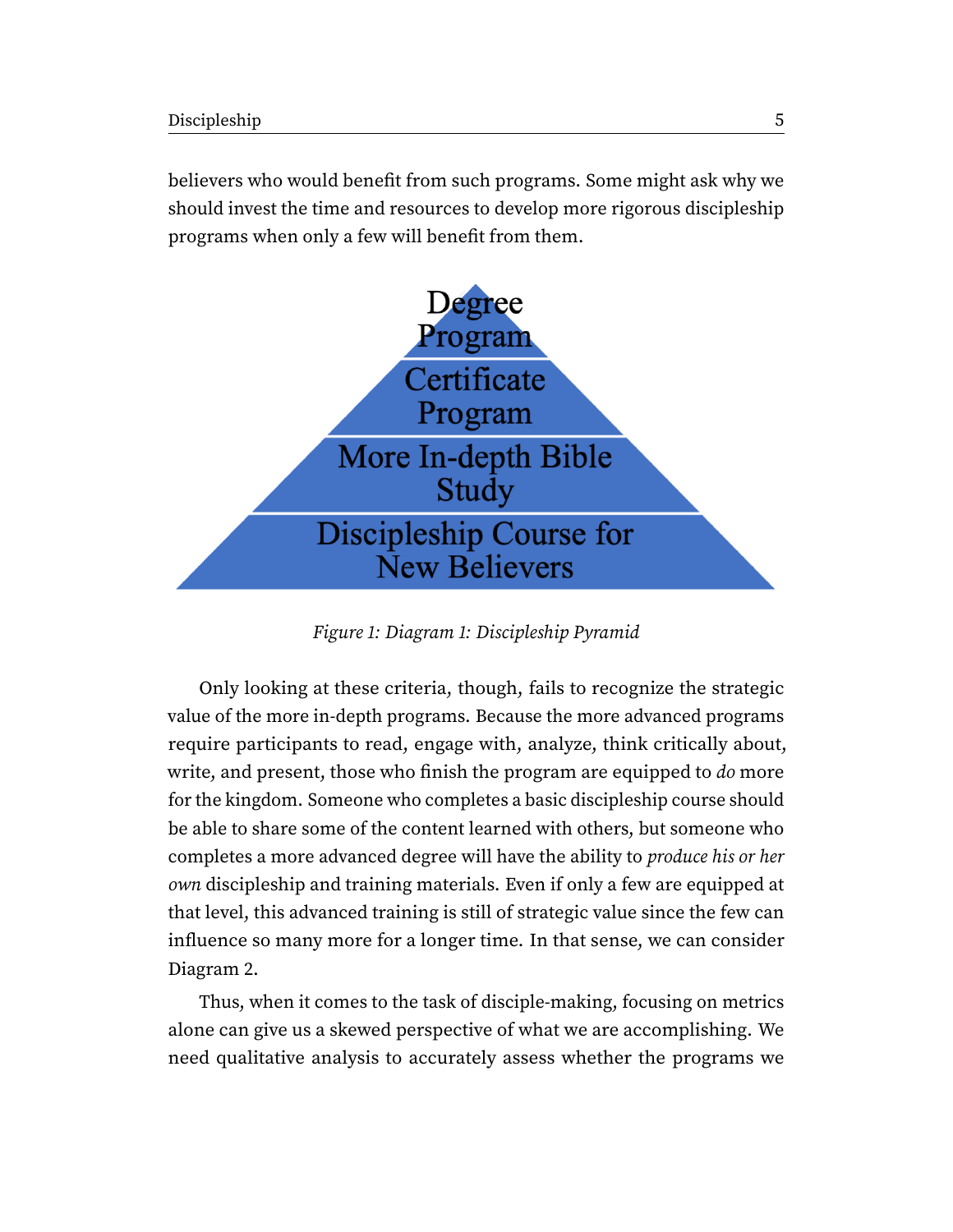believers who would benefit from such programs. Some might ask why we should invest the time and resources to develop more rigorous discipleship programs when only a few will benefit from them.

Degree Program

Certificate Program

More In-depth Bible Study

Discipleship Course for New Believers

*Figure 1: Diagram 1: Discipleship Pyramid*

Only looking at these criteria, though, fails to recognize the strategic value of the more in-depth programs. Because the more advanced programs require participants to read, engage with, analyze, think critically about, write, and present, those who finish the program are equipped to *do* more for the kingdom. Someone who completes a basic discipleship course should be able to share some of the content learned with others, but someone who completes a more advanced degree will have the ability to *produce his or her own* discipleship and training materials. Even if only a few are equipped at that level, this advanced training is still of strategic value since the few can influence so many more for a longer time. In that sense, we can consider Diagram 2.

Thus, when it comes to the task of disciple-making, focusing on metrics alone can give us a skewed perspective of what we are accomplishing. We need qualitative analysis to accurately assess whether the programs we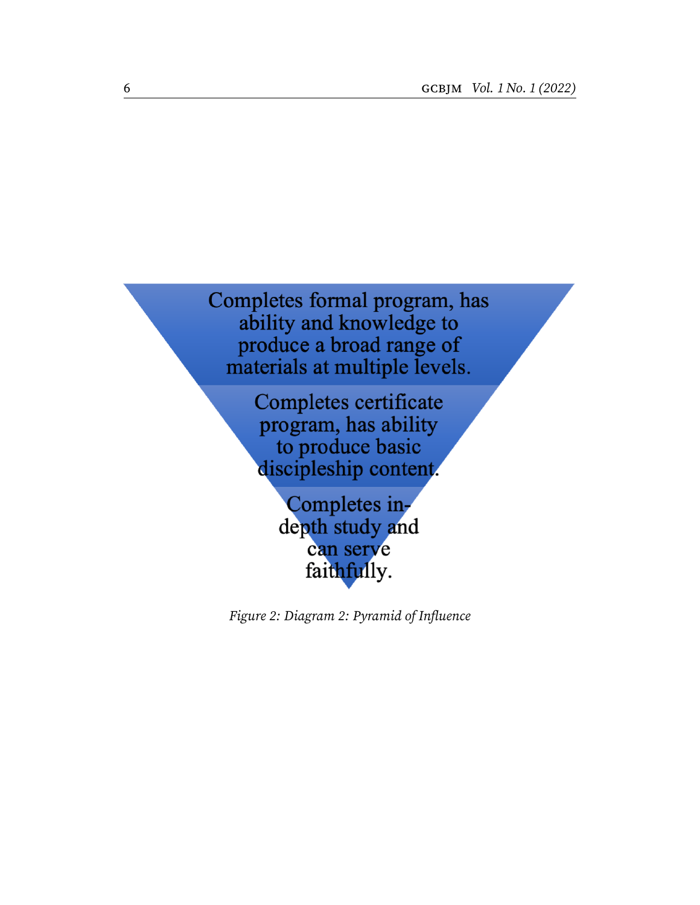Completes formal program, has ability and knowledge to produce a broad range of materials at multiple levels.

Completes certificate program, has ability to produce basic discipleship content.

Completes in-depth study and can serve faithfully.

*Figure 2: Diagram 2: Pyramid of Influence*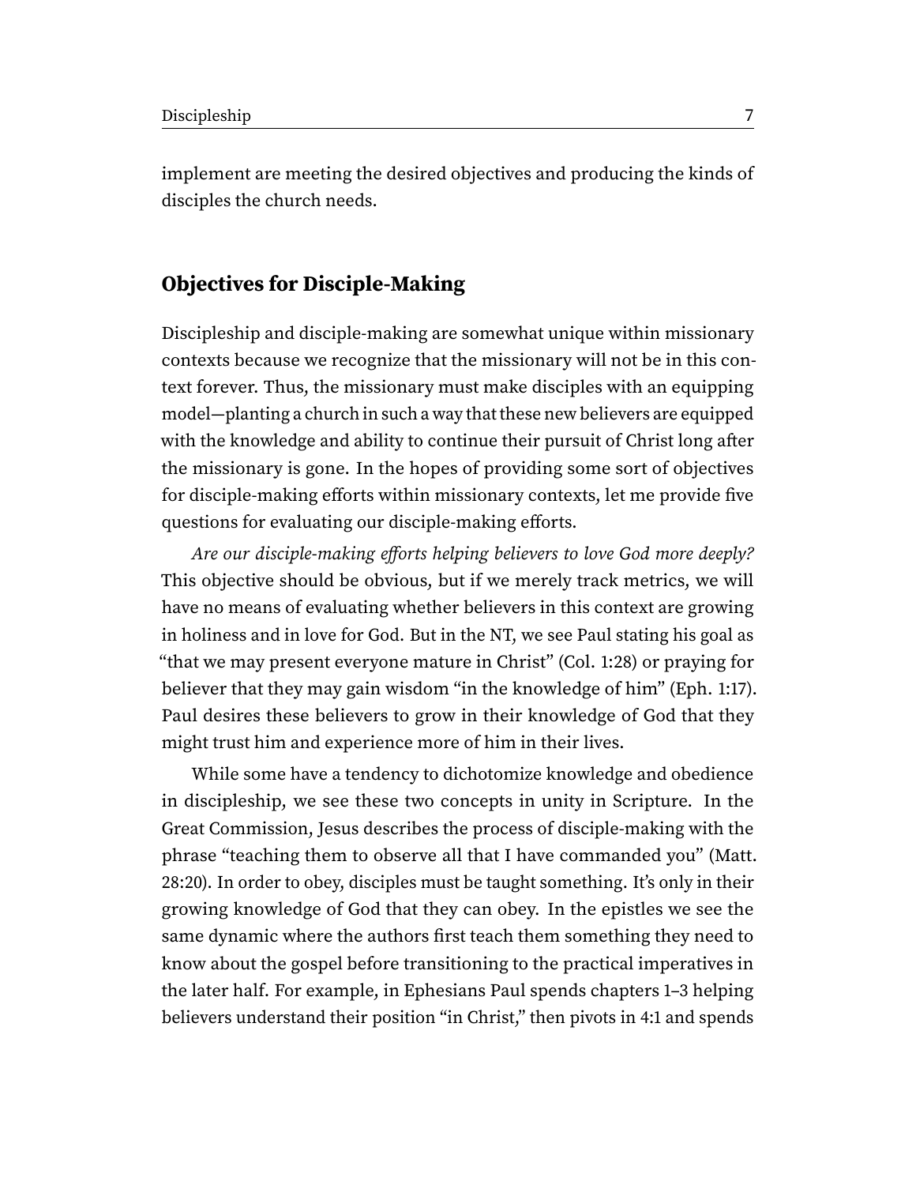implement are meeting the desired objectives and producing the kinds of disciples the church needs.

## Objectives for Disciple-Making

Discipleship and disciple-making are somewhat unique within missionary contexts because we recognize that the missionary will not be in this context forever. Thus, the missionary must make disciples with an equipping model—planting a church in such a way that these new believers are equipped with the knowledge and ability to continue their pursuit of Christ long after the missionary is gone. In the hopes of providing some sort of objectives for disciple-making efforts within missionary contexts, let me provide five questions for evaluating our disciple-making efforts.

*Are our disciple-making efforts helping believers to love God more deeply?* This objective should be obvious, but if we merely track metrics, we will have no means of evaluating whether believers in this context are growing in holiness and in love for God. But in the NT, we see Paul stating his goal as "that we may present everyone mature in Christ" (Col. 1:28) or praying for believer that they may gain wisdom "in the knowledge of him" (Eph. 1:17). Paul desires these believers to grow in their knowledge of God that they might trust him and experience more of him in their lives.

While some have a tendency to dichotomize knowledge and obedience in discipleship, we see these two concepts in unity in Scripture. In the Great Commission, Jesus describes the process of disciple-making with the phrase "teaching them to observe all that I have commanded you" (Matt. 28:20). In order to obey, disciples must be taught something. It's only in their growing knowledge of God that they can obey. In the epistles we see the same dynamic where the authors first teach them something they need to know about the gospel before transitioning to the practical imperatives in the later half. For example, in Ephesians Paul spends chapters 1–3 helping believers understand their position "in Christ," then pivots in 4:1 and spends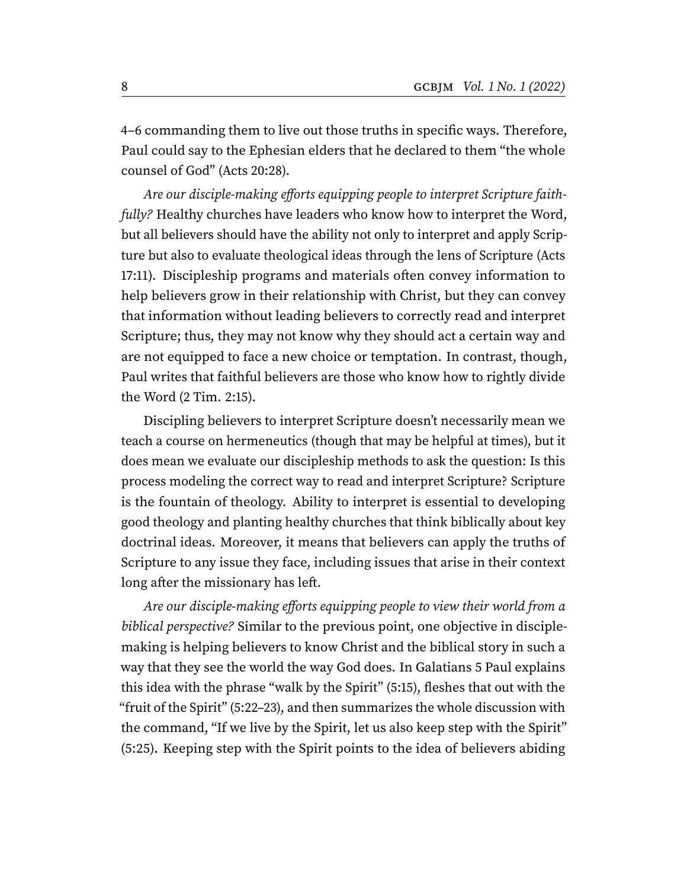4–6 commanding them to live out those truths in specific ways. Therefore, Paul could say to the Ephesian elders that he declared to them "the whole counsel of God" (Acts 20:28).

*Are our disciple-making efforts equipping people to interpret Scripture faithfully?* Healthy churches have leaders who know how to interpret the Word, but all believers should have the ability not only to interpret and apply Scripture but also to evaluate theological ideas through the lens of Scripture (Acts 17:11). Discipleship programs and materials often convey information to help believers grow in their relationship with Christ, but they can convey that information without leading believers to correctly read and interpret Scripture; thus, they may not know why they should act a certain way and are not equipped to face a new choice or temptation. In contrast, though, Paul writes that faithful believers are those who know how to rightly divide the Word (2 Tim. 2:15).

Discipling believers to interpret Scripture doesn't necessarily mean we teach a course on hermeneutics (though that may be helpful at times), but it does mean we evaluate our discipleship methods to ask the question: Is this process modeling the correct way to read and interpret Scripture? Scripture is the fountain of theology. Ability to interpret is essential to developing good theology and planting healthy churches that think biblically about key doctrinal ideas. Moreover, it means that believers can apply the truths of Scripture to any issue they face, including issues that arise in their context long after the missionary has left.

*Are our disciple-making efforts equipping people to view their world from a biblical perspective?* Similar to the previous point, one objective in disciple-making is helping believers to know Christ and the biblical story in such a way that they see the world the way God does. In Galatians 5 Paul explains this idea with the phrase "walk by the Spirit" (5:15), fleshes that out with the "fruit of the Spirit" (5:22–23), and then summarizes the whole discussion with the command, "If we live by the Spirit, let us also keep step with the Spirit" (5:25). Keeping step with the Spirit points to the idea of believers abiding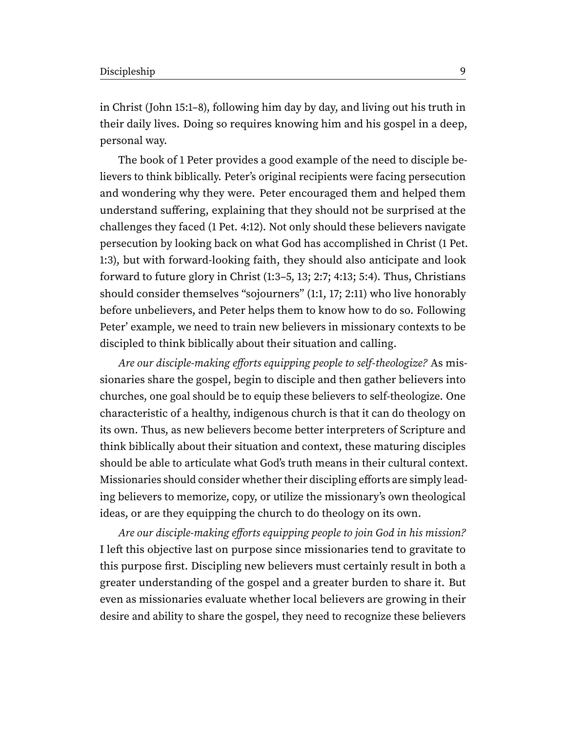in Christ (John 15:1–8), following him day by day, and living out his truth in their daily lives. Doing so requires knowing him and his gospel in a deep, personal way.

The book of 1 Peter provides a good example of the need to disciple believers to think biblically. Peter's original recipients were facing persecution and wondering why they were. Peter encouraged them and helped them understand suffering, explaining that they should not be surprised at the challenges they faced (1 Pet. 4:12). Not only should these believers navigate persecution by looking back on what God has accomplished in Christ (1 Pet. 1:3), but with forward-looking faith, they should also anticipate and look forward to future glory in Christ (1:3–5, 13; 2:7; 4:13; 5:4). Thus, Christians should consider themselves "sojourners" (1:1, 17; 2:11) who live honorably before unbelievers, and Peter helps them to know how to do so. Following Peter' example, we need to train new believers in missionary contexts to be discipled to think biblically about their situation and calling.

*Are our disciple-making efforts equipping people to self-theologize?* As missionaries share the gospel, begin to disciple and then gather believers into churches, one goal should be to equip these believers to self-theologize. One characteristic of a healthy, indigenous church is that it can do theology on its own. Thus, as new believers become better interpreters of Scripture and think biblically about their situation and context, these maturing disciples should be able to articulate what God's truth means in their cultural context. Missionaries should consider whether their discipling efforts are simply leading believers to memorize, copy, or utilize the missionary's own theological ideas, or are they equipping the church to do theology on its own.

*Are our disciple-making efforts equipping people to join God in his mission?* I left this objective last on purpose since missionaries tend to gravitate to this purpose first. Discipling new believers must certainly result in both a greater understanding of the gospel and a greater burden to share it. But even as missionaries evaluate whether local believers are growing in their desire and ability to share the gospel, they need to recognize these believers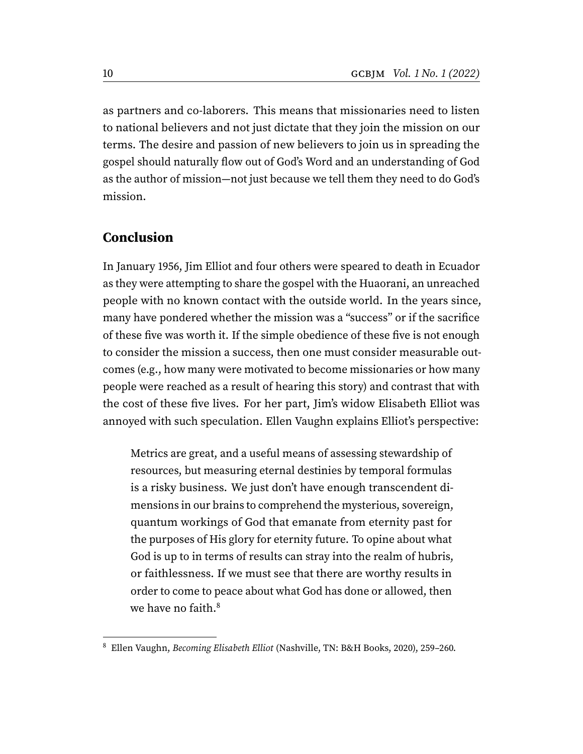as partners and co-laborers. This means that missionaries need to listen to national believers and not just dictate that they join the mission on our terms. The desire and passion of new believers to join us in spreading the gospel should naturally flow out of God's Word and an understanding of God as the author of mission—not just because we tell them they need to do God's mission.

## Conclusion

In January 1956, Jim Elliot and four others were speared to death in Ecuador as they were attempting to share the gospel with the Huaorani, an unreached people with no known contact with the outside world. In the years since, many have pondered whether the mission was a "success" or if the sacrifice of these five was worth it. If the simple obedience of these five is not enough to consider the mission a success, then one must consider measurable outcomes (e.g., how many were motivated to become missionaries or how many people were reached as a result of hearing this story) and contrast that with the cost of these five lives. For her part, Jim's widow Elisabeth Elliot was annoyed with such speculation. Ellen Vaughn explains Elliot's perspective:

> Metrics are great, and a useful means of assessing stewardship of resources, but measuring eternal destinies by temporal formulas is a risky business. We just don't have enough transcendent dimensions in our brains to comprehend the mysterious, sovereign, quantum workings of God that emanate from eternity past for the purposes of His glory for eternity future. To opine about what God is up to in terms of results can stray into the realm of hubris, or faithlessness. If we must see that there are worthy results in order to come to peace about what God has done or allowed, then we have no faith.[8]

[8] Ellen Vaughn, *Becoming Elisabeth Elliot* (Nashville, TN: B&H Books, 2020), 259–260.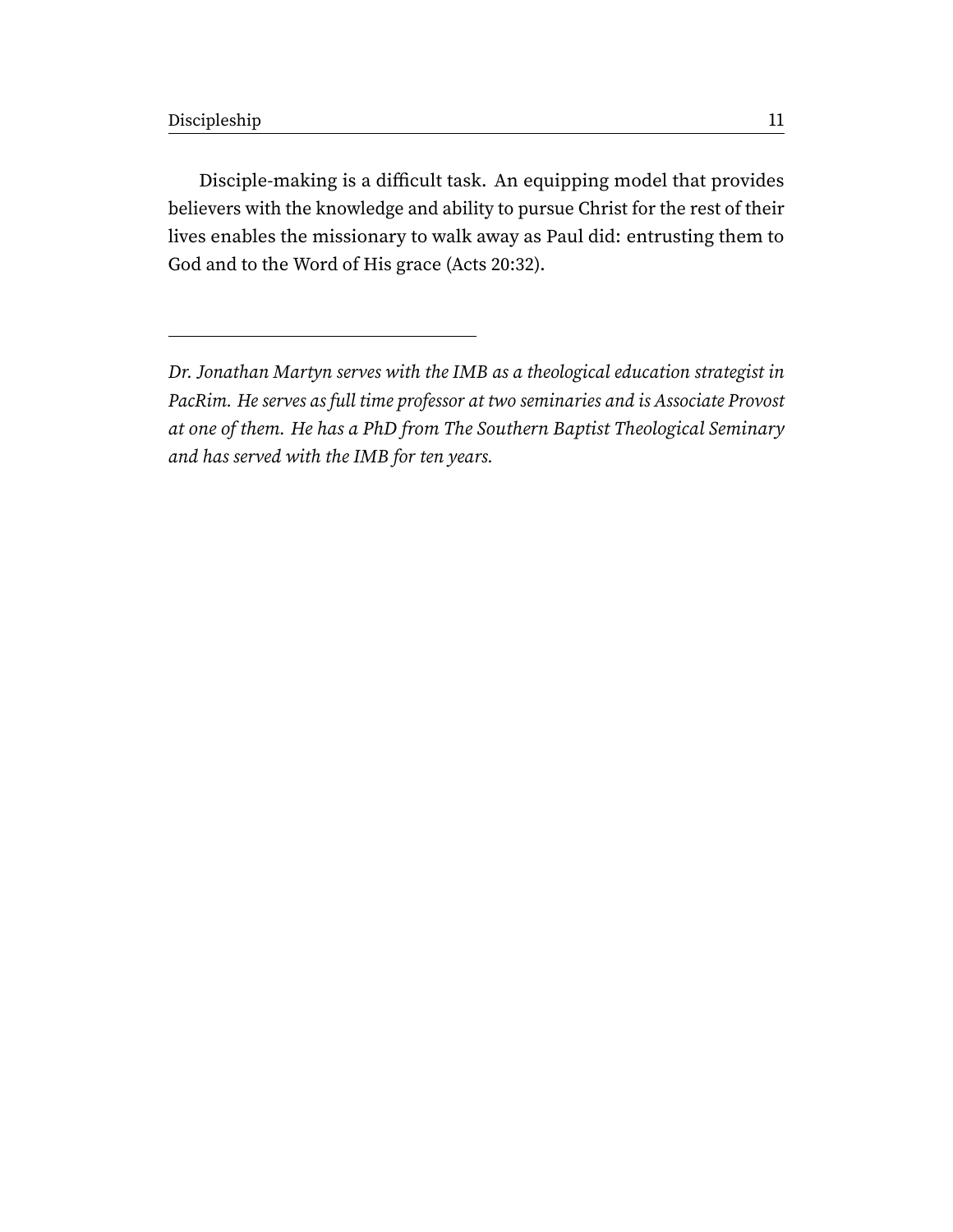Disciple-making is a difficult task. An equipping model that provides believers with the knowledge and ability to pursue Christ for the rest of their lives enables the missionary to walk away as Paul did: entrusting them to God and to the Word of His grace (Acts 20:32).

---

*Dr. Jonathan Martyn serves with the IMB as a theological education strategist in PacRim. He serves as full time professor at two seminaries and is Associate Provost at one of them. He has a PhD from The Southern Baptist Theological Seminary and has served with the IMB for ten years.*